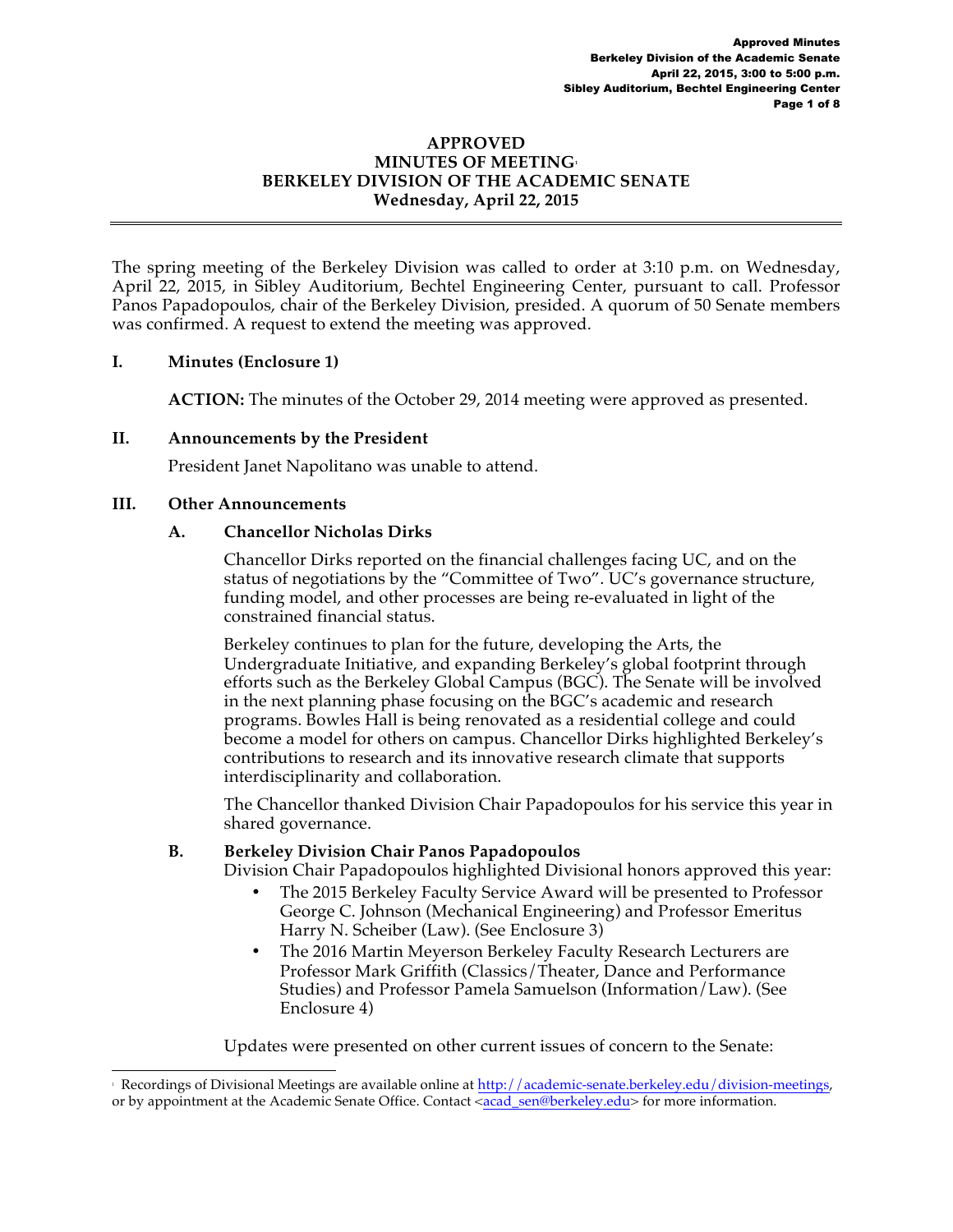# APPROVED
# MINUTES OF MEETING[1]
# BERKELEY DIVISION OF THE ACADEMIC SENATE
# Wednesday, April 22, 2015

The spring meeting of the Berkeley Division was called to order at 3:10 p.m. on Wednesday, April 22, 2015, in Sibley Auditorium, Bechtel Engineering Center, pursuant to call. Professor Panos Papadopoulos, chair of the Berkeley Division, presided. A quorum of 50 Senate members was confirmed. A request to extend the meeting was approved.

## I. Minutes (Enclosure 1)

**ACTION:** The minutes of the October 29, 2014 meeting were approved as presented.

## II. Announcements by the President

President Janet Napolitano was unable to attend.

## III. Other Announcements

### A. Chancellor Nicholas Dirks

Chancellor Dirks reported on the financial challenges facing UC, and on the status of negotiations by the "Committee of Two". UC's governance structure, funding model, and other processes are being re-evaluated in light of the constrained financial status.

Berkeley continues to plan for the future, developing the Arts, the Undergraduate Initiative, and expanding Berkeley's global footprint through efforts such as the Berkeley Global Campus (BGC). The Senate will be involved in the next planning phase focusing on the BGC's academic and research programs. Bowles Hall is being renovated as a residential college and could become a model for others on campus. Chancellor Dirks highlighted Berkeley's contributions to research and its innovative research climate that supports interdisciplinarity and collaboration.

The Chancellor thanked Division Chair Papadopoulos for his service this year in shared governance.

### B. Berkeley Division Chair Panos Papadopoulos

Division Chair Papadopoulos highlighted Divisional honors approved this year:

- The 2015 Berkeley Faculty Service Award will be presented to Professor George C. Johnson (Mechanical Engineering) and Professor Emeritus Harry N. Scheiber (Law). (See Enclosure 3)
- The 2016 Martin Meyerson Berkeley Faculty Research Lecturers are Professor Mark Griffith (Classics/Theater, Dance and Performance Studies) and Professor Pamela Samuelson (Information/Law). (See Enclosure 4)

Updates were presented on other current issues of concern to the Senate:

---

[1] Recordings of Divisional Meetings are available online at http://academic-senate.berkeley.edu/division-meetings, or by appointment at the Academic Senate Office. Contact <acad_sen@berkeley.edu> for more information.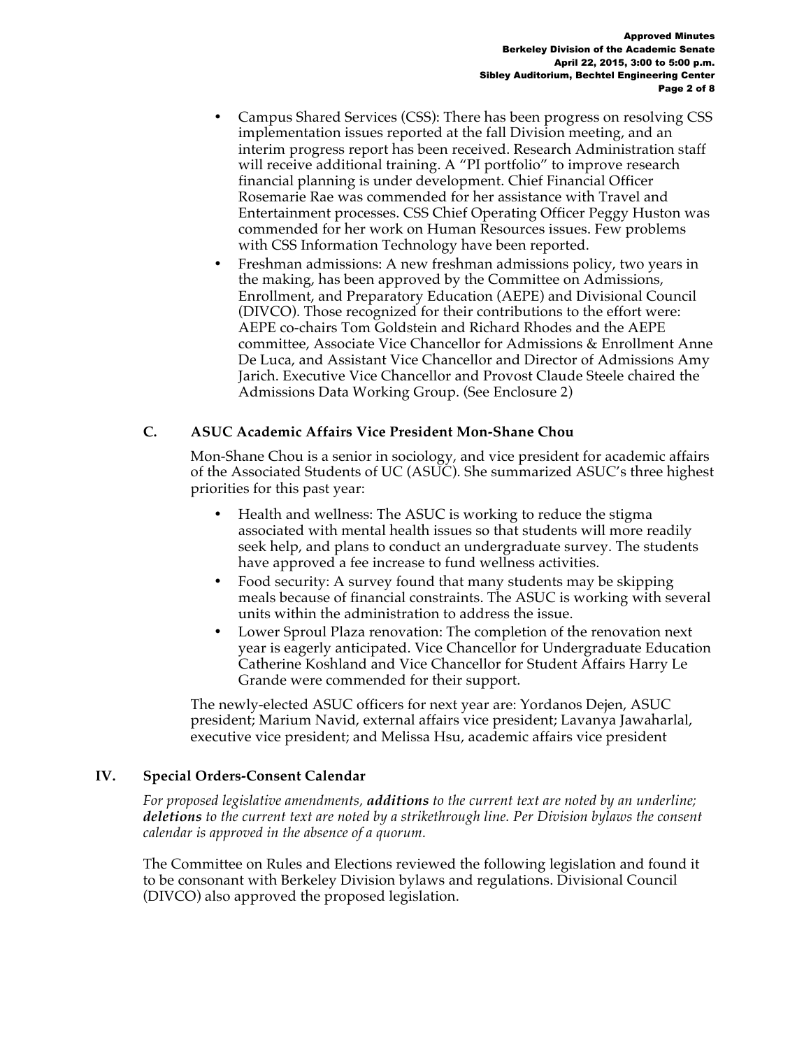- Campus Shared Services (CSS): There has been progress on resolving CSS implementation issues reported at the fall Division meeting, and an interim progress report has been received. Research Administration staff will receive additional training. A "PI portfolio" to improve research financial planning is under development. Chief Financial Officer Rosemarie Rae was commended for her assistance with Travel and Entertainment processes. CSS Chief Operating Officer Peggy Huston was commended for her work on Human Resources issues. Few problems with CSS Information Technology have been reported.
- Freshman admissions: A new freshman admissions policy, two years in the making, has been approved by the Committee on Admissions, Enrollment, and Preparatory Education (AEPE) and Divisional Council (DIVCO). Those recognized for their contributions to the effort were: AEPE co-chairs Tom Goldstein and Richard Rhodes and the AEPE committee, Associate Vice Chancellor for Admissions & Enrollment Anne De Luca, and Assistant Vice Chancellor and Director of Admissions Amy Jarich. Executive Vice Chancellor and Provost Claude Steele chaired the Admissions Data Working Group. (See Enclosure 2)

### C. ASUC Academic Affairs Vice President Mon-Shane Chou

Mon-Shane Chou is a senior in sociology, and vice president for academic affairs of the Associated Students of UC (ASUC). She summarized ASUC's three highest priorities for this past year:

- Health and wellness: The ASUC is working to reduce the stigma associated with mental health issues so that students will more readily seek help, and plans to conduct an undergraduate survey. The students have approved a fee increase to fund wellness activities.
- Food security: A survey found that many students may be skipping meals because of financial constraints. The ASUC is working with several units within the administration to address the issue.
- Lower Sproul Plaza renovation: The completion of the renovation next year is eagerly anticipated. Vice Chancellor for Undergraduate Education Catherine Koshland and Vice Chancellor for Student Affairs Harry Le Grande were commended for their support.

The newly-elected ASUC officers for next year are: Yordanos Dejen, ASUC president; Marium Navid, external affairs vice president; Lavanya Jawaharlal, executive vice president; and Melissa Hsu, academic affairs vice president

## IV. Special Orders-Consent Calendar

*For proposed legislative amendments, **additions** to the current text are noted by an underline; **deletions** to the current text are noted by a strikethrough line. Per Division bylaws the consent calendar is approved in the absence of a quorum.*

The Committee on Rules and Elections reviewed the following legislation and found it to be consonant with Berkeley Division bylaws and regulations. Divisional Council (DIVCO) also approved the proposed legislation.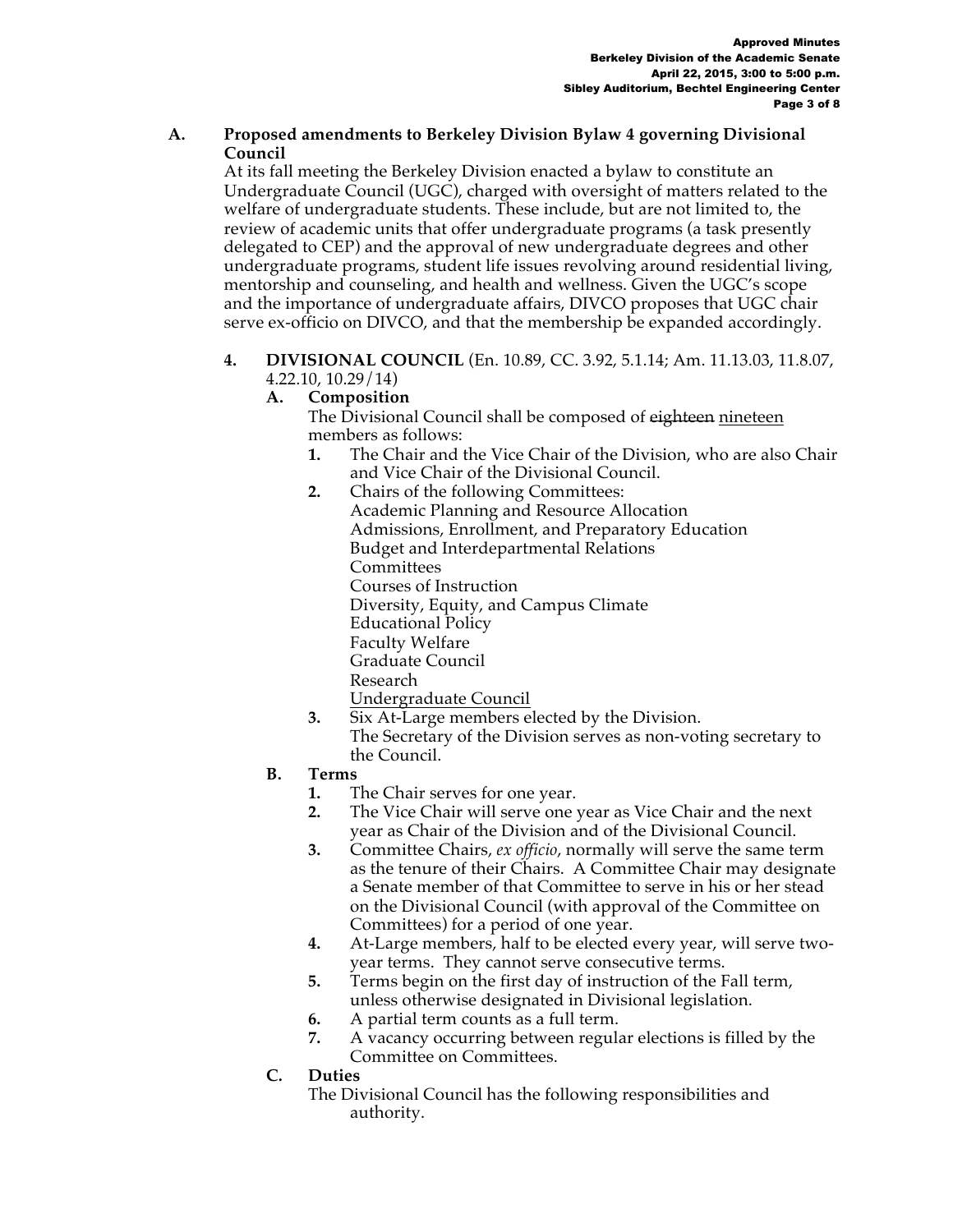**A. Proposed amendments to Berkeley Division Bylaw 4 governing Divisional Council**

At its fall meeting the Berkeley Division enacted a bylaw to constitute an Undergraduate Council (UGC), charged with oversight of matters related to the welfare of undergraduate students. These include, but are not limited to, the review of academic units that offer undergraduate programs (a task presently delegated to CEP) and the approval of new undergraduate degrees and other undergraduate programs, student life issues revolving around residential living, mentorship and counseling, and health and wellness. Given the UGC's scope and the importance of undergraduate affairs, DIVCO proposes that UGC chair serve ex-officio on DIVCO, and that the membership be expanded accordingly.

**4. DIVISIONAL COUNCIL** (En. 10.89, CC. 3.92, 5.1.14; Am. 11.13.03, 11.8.07, 4.22.10, 10.29/14)

**A. Composition**

The Divisional Council shall be composed of ~~eighteen~~ <u>nineteen</u> members as follows:

1. The Chair and the Vice Chair of the Division, who are also Chair and Vice Chair of the Divisional Council.
2. Chairs of the following Committees:
   Academic Planning and Resource Allocation
   Admissions, Enrollment, and Preparatory Education
   Budget and Interdepartmental Relations
   Committees
   Courses of Instruction
   Diversity, Equity, and Campus Climate
   Educational Policy
   Faculty Welfare
   Graduate Council
   Research
   <u>Undergraduate Council</u>
3. Six At-Large members elected by the Division.
   The Secretary of the Division serves as non-voting secretary to the Council.

**B. Terms**

1. The Chair serves for one year.
2. The Vice Chair will serve one year as Vice Chair and the next year as Chair of the Division and of the Divisional Council.
3. Committee Chairs, *ex officio*, normally will serve the same term as the tenure of their Chairs. A Committee Chair may designate a Senate member of that Committee to serve in his or her stead on the Divisional Council (with approval of the Committee on Committees) for a period of one year.
4. At-Large members, half to be elected every year, will serve two-year terms. They cannot serve consecutive terms.
5. Terms begin on the first day of instruction of the Fall term, unless otherwise designated in Divisional legislation.
6. A partial term counts as a full term.
7. A vacancy occurring between regular elections is filled by the Committee on Committees.

**C. Duties**

The Divisional Council has the following responsibilities and authority.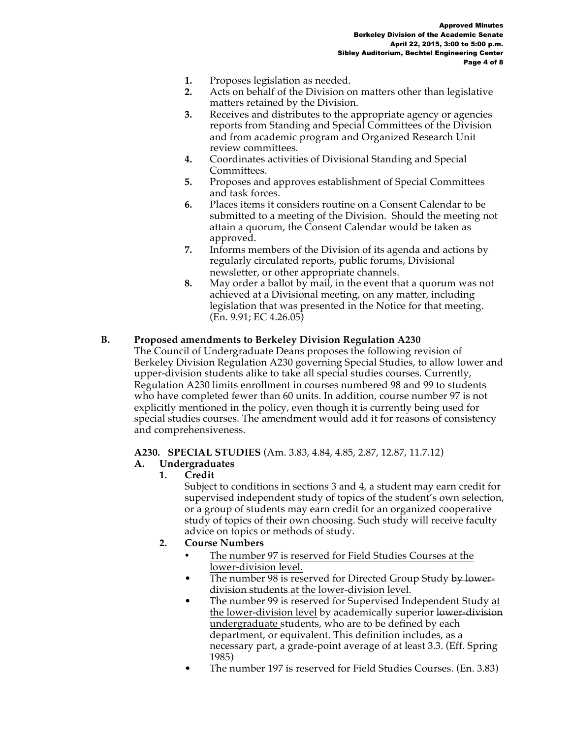1. Proposes legislation as needed.
2. Acts on behalf of the Division on matters other than legislative matters retained by the Division.
3. Receives and distributes to the appropriate agency or agencies reports from Standing and Special Committees of the Division and from academic program and Organized Research Unit review committees.
4. Coordinates activities of Divisional Standing and Special Committees.
5. Proposes and approves establishment of Special Committees and task forces.
6. Places items it considers routine on a Consent Calendar to be submitted to a meeting of the Division. Should the meeting not attain a quorum, the Consent Calendar would be taken as approved.
7. Informs members of the Division of its agenda and actions by regularly circulated reports, public forums, Divisional newsletter, or other appropriate channels.
8. May order a ballot by mail, in the event that a quorum was not achieved at a Divisional meeting, on any matter, including legislation that was presented in the Notice for that meeting. (En. 9.91; EC 4.26.05)

**B. Proposed amendments to Berkeley Division Regulation A230**

The Council of Undergraduate Deans proposes the following revision of Berkeley Division Regulation A230 governing Special Studies, to allow lower and upper-division students alike to take all special studies courses. Currently, Regulation A230 limits enrollment in courses numbered 98 and 99 to students who have completed fewer than 60 units. In addition, course number 97 is not explicitly mentioned in the policy, even though it is currently being used for special studies courses. The amendment would add it for reasons of consistency and comprehensiveness.

**A230. SPECIAL STUDIES** (Am. 3.83, 4.84, 4.85, 2.87, 12.87, 11.7.12)

**A. Undergraduates**

**1. Credit**

Subject to conditions in sections 3 and 4, a student may earn credit for supervised independent study of topics of the student's own selection, or a group of students may earn credit for an organized cooperative study of topics of their own choosing. Such study will receive faculty advice on topics or methods of study.

**2. Course Numbers**

- <u>The number 97 is reserved for Field Studies Courses at the lower-division level.</u>
- The number 98 is reserved for Directed Group Study ~~by lower-division students~~ <u>at the lower-division level.</u>
- The number 99 is reserved for Supervised Independent Study <u>at the lower-division level</u> by academically superior ~~lower-division~~ <u>undergraduate</u> students, who are to be defined by each department, or equivalent. This definition includes, as a necessary part, a grade-point average of at least 3.3. (Eff. Spring 1985)
- The number 197 is reserved for Field Studies Courses. (En. 3.83)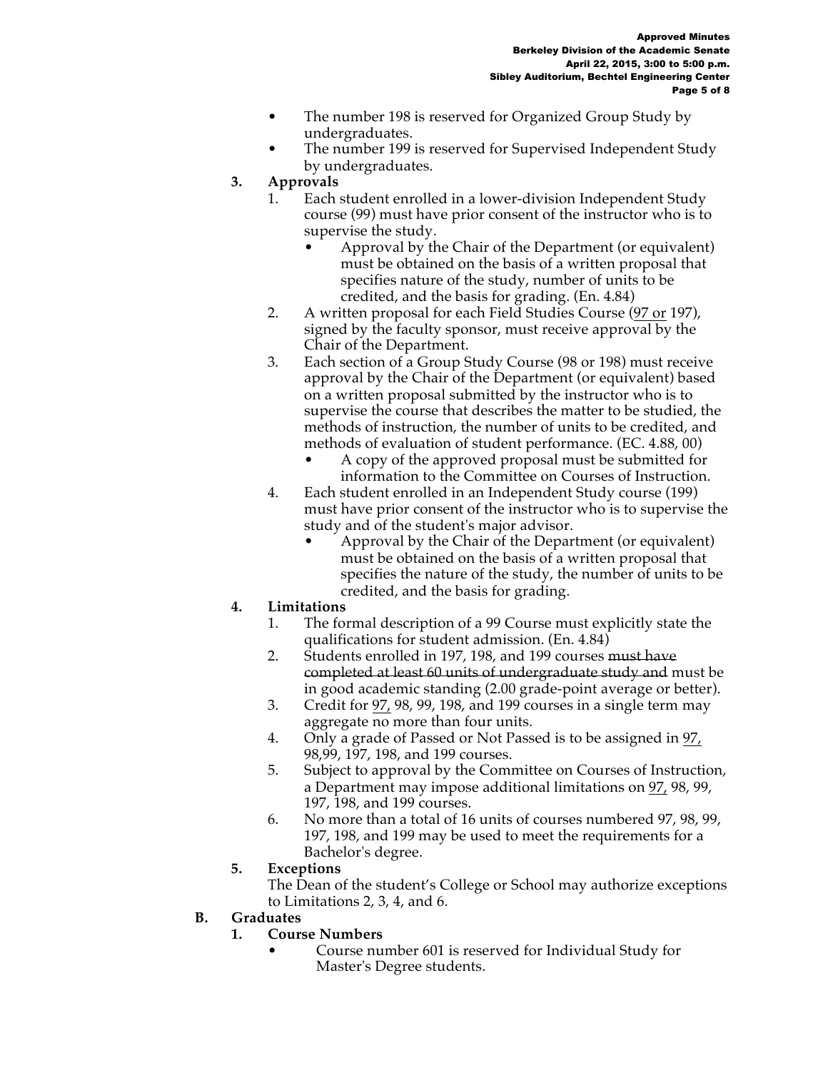- The number 198 is reserved for Organized Group Study by undergraduates.
- The number 199 is reserved for Supervised Independent Study by undergraduates.

**3. Approvals**

1. Each student enrolled in a lower-division Independent Study course (99) must have prior consent of the instructor who is to supervise the study.
   - Approval by the Chair of the Department (or equivalent) must be obtained on the basis of a written proposal that specifies nature of the study, number of units to be credited, and the basis for grading. (En. 4.84)
2. A written proposal for each Field Studies Course (<u>97 or</u> 197), signed by the faculty sponsor, must receive approval by the Chair of the Department.
3. Each section of a Group Study Course (98 or 198) must receive approval by the Chair of the Department (or equivalent) based on a written proposal submitted by the instructor who is to supervise the course that describes the matter to be studied, the methods of instruction, the number of units to be credited, and methods of evaluation of student performance. (EC. 4.88, 00)
   - A copy of the approved proposal must be submitted for information to the Committee on Courses of Instruction.
4. Each student enrolled in an Independent Study course (199) must have prior consent of the instructor who is to supervise the study and of the student's major advisor.
   - Approval by the Chair of the Department (or equivalent) must be obtained on the basis of a written proposal that specifies the nature of the study, the number of units to be credited, and the basis for grading.

**4. Limitations**

1. The formal description of a 99 Course must explicitly state the qualifications for student admission. (En. 4.84)
2. Students enrolled in 197, 198, and 199 courses ~~must have completed at least 60 units of undergraduate study and~~ must be in good academic standing (2.00 grade-point average or better).
3. Credit for <u>97,</u> 98, 99, 198, and 199 courses in a single term may aggregate no more than four units.
4. Only a grade of Passed or Not Passed is to be assigned in <u>97,</u> 98,99, 197, 198, and 199 courses.
5. Subject to approval by the Committee on Courses of Instruction, a Department may impose additional limitations on <u>97,</u> 98, 99, 197, 198, and 199 courses.
6. No more than a total of 16 units of courses numbered 97, 98, 99, 197, 198, and 199 may be used to meet the requirements for a Bachelor's degree.

**5. Exceptions**

The Dean of the student's College or School may authorize exceptions to Limitations 2, 3, 4, and 6.

**B. Graduates**

**1. Course Numbers**

- Course number 601 is reserved for Individual Study for Master's Degree students.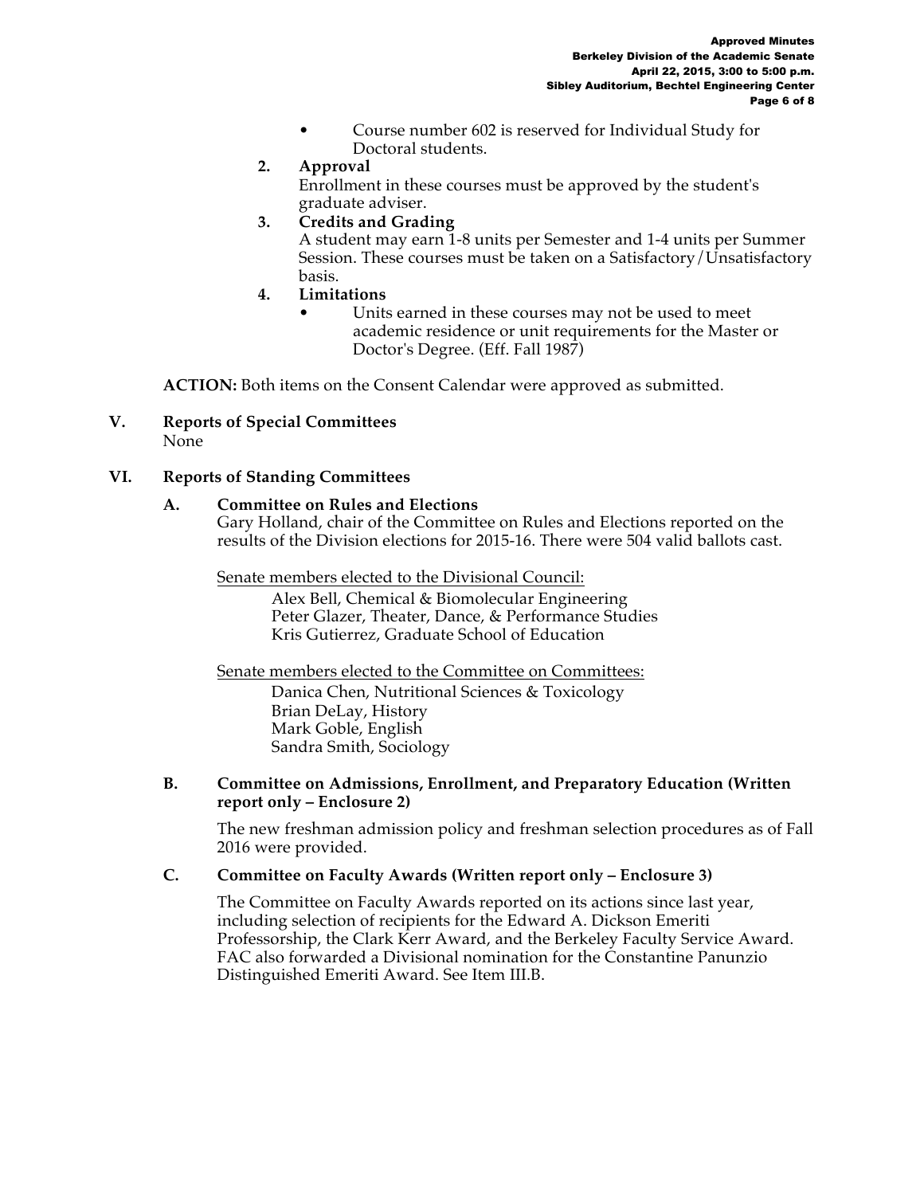- Course number 602 is reserved for Individual Study for Doctoral students.

2. **Approval**
   Enrollment in these courses must be approved by the student's graduate adviser.
3. **Credits and Grading**
   A student may earn 1-8 units per Semester and 1-4 units per Summer Session. These courses must be taken on a Satisfactory/Unsatisfactory basis.
4. **Limitations**
   - Units earned in these courses may not be used to meet academic residence or unit requirements for the Master or Doctor's Degree. (Eff. Fall 1987)

**ACTION:** Both items on the Consent Calendar were approved as submitted.

## V. Reports of Special Committees

None

## VI. Reports of Standing Committees

### A. Committee on Rules and Elections

Gary Holland, chair of the Committee on Rules and Elections reported on the results of the Division elections for 2015-16. There were 504 valid ballots cast.

Senate members elected to the Divisional Council:

Alex Bell, Chemical & Biomolecular Engineering
Peter Glazer, Theater, Dance, & Performance Studies
Kris Gutierrez, Graduate School of Education

Senate members elected to the Committee on Committees:

Danica Chen, Nutritional Sciences & Toxicology
Brian DeLay, History
Mark Goble, English
Sandra Smith, Sociology

### B. Committee on Admissions, Enrollment, and Preparatory Education (Written report only – Enclosure 2)

The new freshman admission policy and freshman selection procedures as of Fall 2016 were provided.

### C. Committee on Faculty Awards (Written report only – Enclosure 3)

The Committee on Faculty Awards reported on its actions since last year, including selection of recipients for the Edward A. Dickson Emeriti Professorship, the Clark Kerr Award, and the Berkeley Faculty Service Award. FAC also forwarded a Divisional nomination for the Constantine Panunzio Distinguished Emeriti Award. See Item III.B.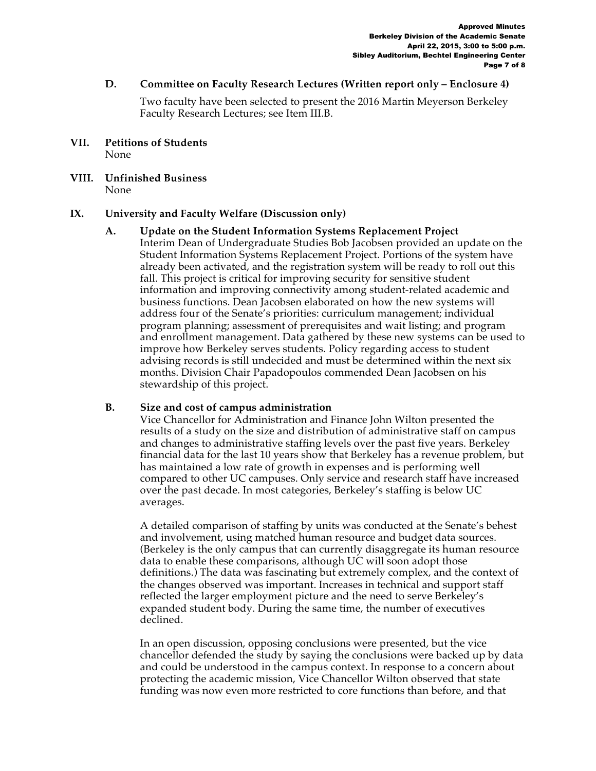### D. Committee on Faculty Research Lectures (Written report only – Enclosure 4)

Two faculty have been selected to present the 2016 Martin Meyerson Berkeley Faculty Research Lectures; see Item III.B.

## VII. Petitions of Students

None

## VIII. Unfinished Business

None

## IX. University and Faculty Welfare (Discussion only)

### A. Update on the Student Information Systems Replacement Project

Interim Dean of Undergraduate Studies Bob Jacobsen provided an update on the Student Information Systems Replacement Project. Portions of the system have already been activated, and the registration system will be ready to roll out this fall. This project is critical for improving security for sensitive student information and improving connectivity among student-related academic and business functions. Dean Jacobsen elaborated on how the new systems will address four of the Senate's priorities: curriculum management; individual program planning; assessment of prerequisites and wait listing; and program and enrollment management. Data gathered by these new systems can be used to improve how Berkeley serves students. Policy regarding access to student advising records is still undecided and must be determined within the next six months. Division Chair Papadopoulos commended Dean Jacobsen on his stewardship of this project.

### B. Size and cost of campus administration

Vice Chancellor for Administration and Finance John Wilton presented the results of a study on the size and distribution of administrative staff on campus and changes to administrative staffing levels over the past five years. Berkeley financial data for the last 10 years show that Berkeley has a revenue problem, but has maintained a low rate of growth in expenses and is performing well compared to other UC campuses. Only service and research staff have increased over the past decade. In most categories, Berkeley's staffing is below UC averages.

A detailed comparison of staffing by units was conducted at the Senate's behest and involvement, using matched human resource and budget data sources. (Berkeley is the only campus that can currently disaggregate its human resource data to enable these comparisons, although UC will soon adopt those definitions.) The data was fascinating but extremely complex, and the context of the changes observed was important. Increases in technical and support staff reflected the larger employment picture and the need to serve Berkeley's expanded student body. During the same time, the number of executives declined.

In an open discussion, opposing conclusions were presented, but the vice chancellor defended the study by saying the conclusions were backed up by data and could be understood in the campus context. In response to a concern about protecting the academic mission, Vice Chancellor Wilton observed that state funding was now even more restricted to core functions than before, and that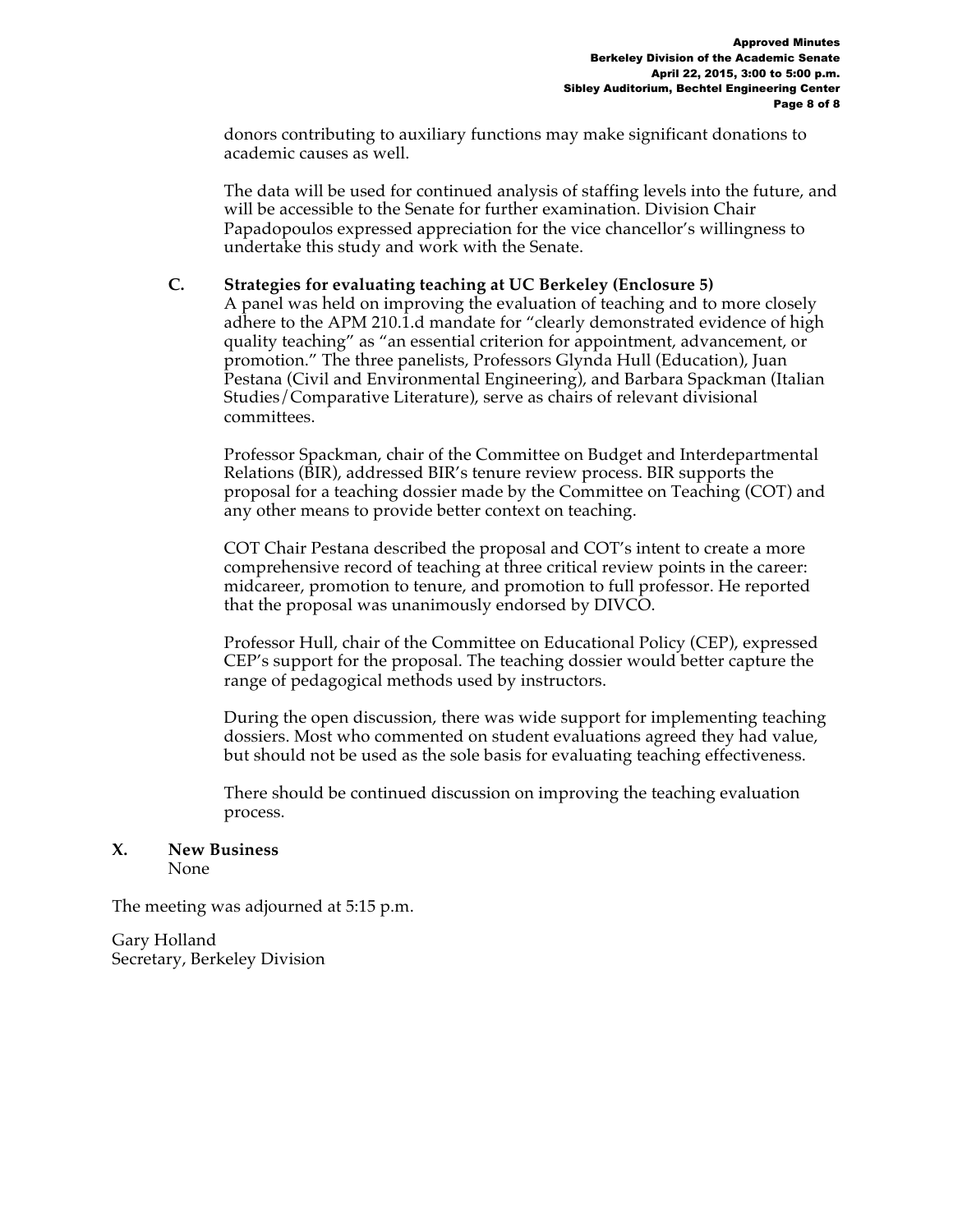donors contributing to auxiliary functions may make significant donations to academic causes as well.

The data will be used for continued analysis of staffing levels into the future, and will be accessible to the Senate for further examination. Division Chair Papadopoulos expressed appreciation for the vice chancellor's willingness to undertake this study and work with the Senate.

**C. Strategies for evaluating teaching at UC Berkeley (Enclosure 5)**

A panel was held on improving the evaluation of teaching and to more closely adhere to the APM 210.1.d mandate for "clearly demonstrated evidence of high quality teaching" as "an essential criterion for appointment, advancement, or promotion." The three panelists, Professors Glynda Hull (Education), Juan Pestana (Civil and Environmental Engineering), and Barbara Spackman (Italian Studies/Comparative Literature), serve as chairs of relevant divisional committees.

Professor Spackman, chair of the Committee on Budget and Interdepartmental Relations (BIR), addressed BIR's tenure review process. BIR supports the proposal for a teaching dossier made by the Committee on Teaching (COT) and any other means to provide better context on teaching.

COT Chair Pestana described the proposal and COT's intent to create a more comprehensive record of teaching at three critical review points in the career: midcareer, promotion to tenure, and promotion to full professor. He reported that the proposal was unanimously endorsed by DIVCO.

Professor Hull, chair of the Committee on Educational Policy (CEP), expressed CEP's support for the proposal. The teaching dossier would better capture the range of pedagogical methods used by instructors.

During the open discussion, there was wide support for implementing teaching dossiers. Most who commented on student evaluations agreed they had value, but should not be used as the sole basis for evaluating teaching effectiveness.

There should be continued discussion on improving the teaching evaluation process.

## X. New Business

None

The meeting was adjourned at 5:15 p.m.

Gary Holland
Secretary, Berkeley Division